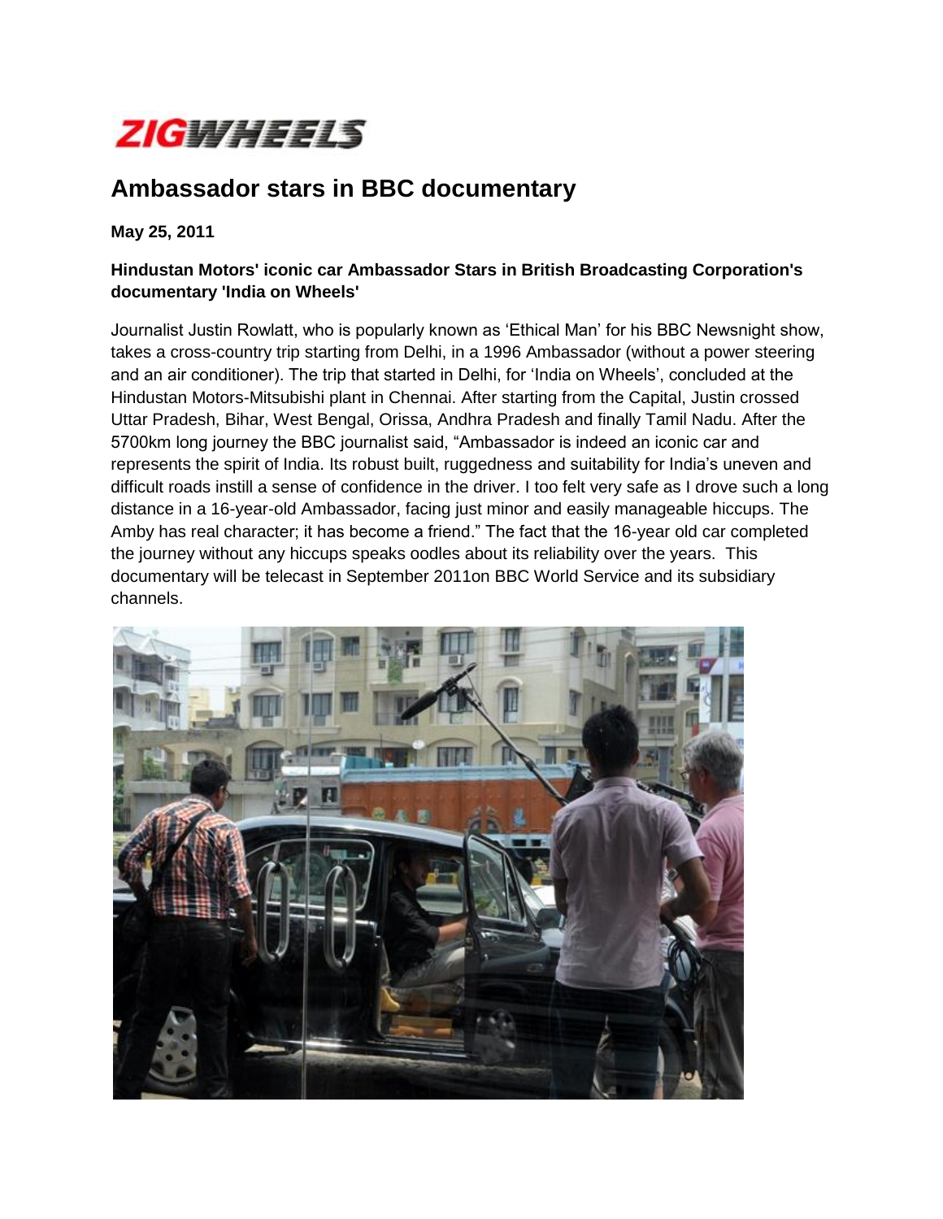ZIGWHEELS

# Ambassador stars in BBC documentary

**May 25, 2011**

**Hindustan Motors' iconic car Ambassador Stars in British Broadcasting Corporation's documentary 'India on Wheels'**

Journalist Justin Rowlatt, who is popularly known as 'Ethical Man' for his BBC Newsnight show, takes a cross-country trip starting from Delhi, in a 1996 Ambassador (without a power steering and an air conditioner). The trip that started in Delhi, for 'India on Wheels', concluded at the Hindustan Motors-Mitsubishi plant in Chennai. After starting from the Capital, Justin crossed Uttar Pradesh, Bihar, West Bengal, Orissa, Andhra Pradesh and finally Tamil Nadu. After the 5700km long journey the BBC journalist said, "Ambassador is indeed an iconic car and represents the spirit of India. Its robust built, ruggedness and suitability for India's uneven and difficult roads instill a sense of confidence in the driver. I too felt very safe as I drove such a long distance in a 16-year-old Ambassador, facing just minor and easily manageable hiccups. The Amby has real character; it has become a friend." The fact that the 16-year old car completed the journey without any hiccups speaks oodles about its reliability over the years. This documentary will be telecast in September 2011on BBC World Service and its subsidiary channels.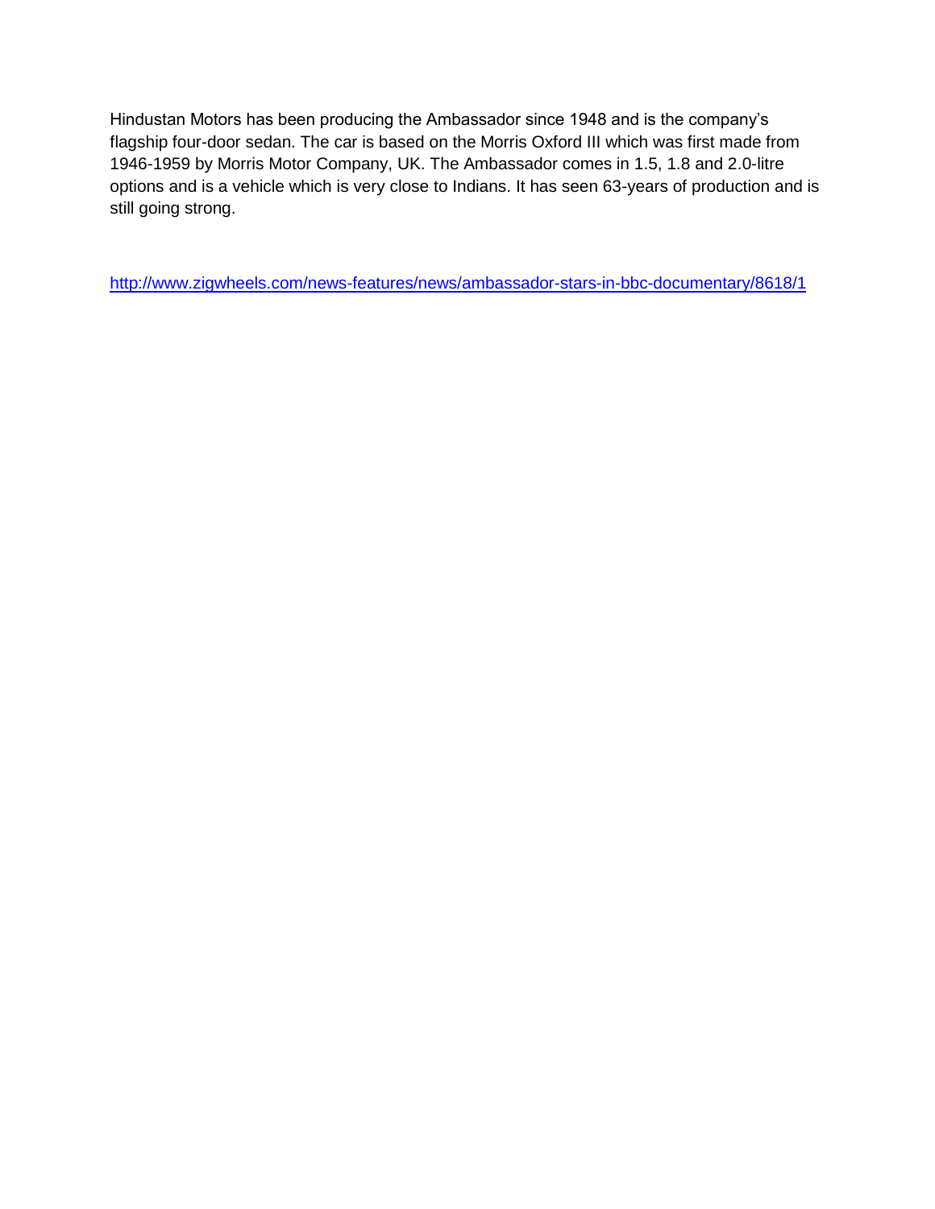Hindustan Motors has been producing the Ambassador since 1948 and is the company's flagship four-door sedan. The car is based on the Morris Oxford III which was first made from 1946-1959 by Morris Motor Company, UK. The Ambassador comes in 1.5, 1.8 and 2.0-litre options and is a vehicle which is very close to Indians. It has seen 63-years of production and is still going strong.

http://www.zigwheels.com/news-features/news/ambassador-stars-in-bbc-documentary/8618/1